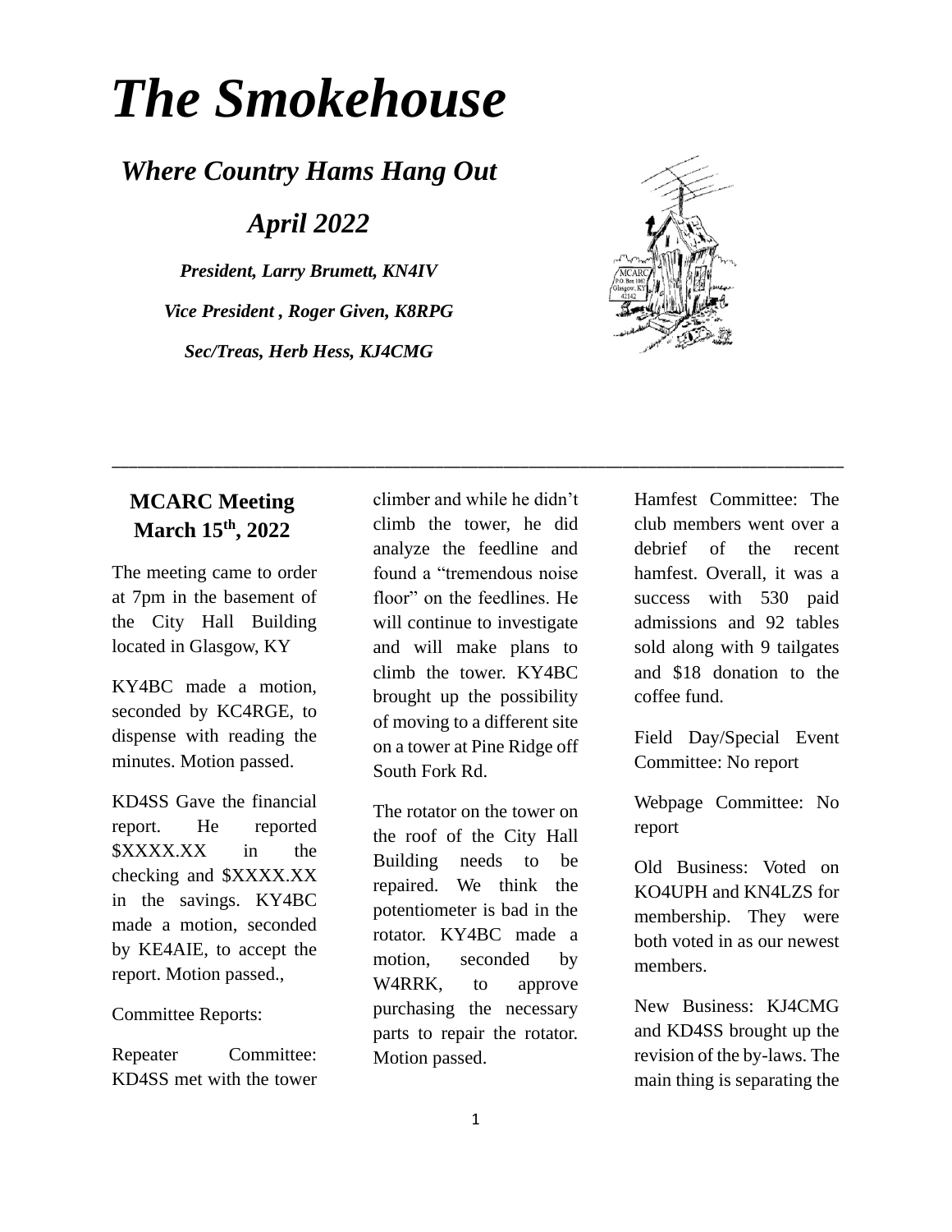# *The Smokehouse*

## *Where Country Hams Hang Out*

## *April 2022*

***President, Larry Brumett, KN4IV***

***Vice President , Roger Given, K8RPG***

***Sec/Treas, Herb Hess, KJ4CMG***

---

## MCARC Meeting March 15th, 2022

The meeting came to order at 7pm in the basement of the City Hall Building located in Glasgow, KY

KY4BC made a motion, seconded by KC4RGE, to dispense with reading the minutes. Motion passed.

KD4SS Gave the financial report. He reported $XXXX.XX in the checking and $XXXX.XX in the savings. KY4BC made a motion, seconded by KE4AIE, to accept the report. Motion passed.,

Committee Reports:

Repeater Committee: KD4SS met with the tower climber and while he didn't climb the tower, he did analyze the feedline and found a "tremendous noise floor" on the feedlines. He will continue to investigate and will make plans to climb the tower. KY4BC brought up the possibility of moving to a different site on a tower at Pine Ridge off South Fork Rd.

The rotator on the tower on the roof of the City Hall Building needs to be repaired. We think the potentiometer is bad in the rotator. KY4BC made a motion, seconded by W4RRK, to approve purchasing the necessary parts to repair the rotator. Motion passed.

Hamfest Committee: The club members went over a debrief of the recent hamfest. Overall, it was a success with 530 paid admissions and 92 tables sold along with 9 tailgates and $18 donation to the coffee fund.

Field Day/Special Event Committee: No report

Webpage Committee: No report

Old Business: Voted on KO4UPH and KN4LZS for membership. They were both voted in as our newest members.

New Business: KJ4CMG and KD4SS brought up the revision of the by-laws. The main thing is separating the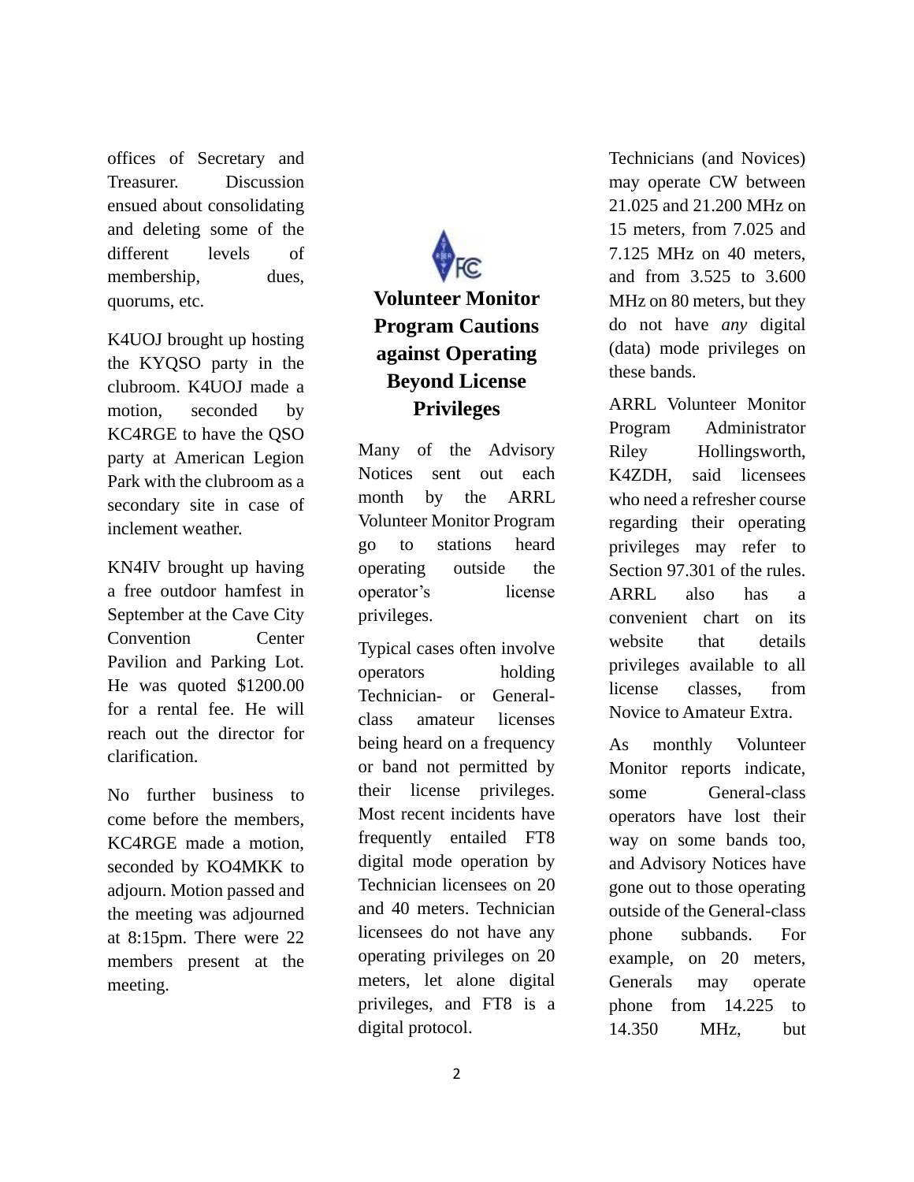offices of Secretary and Treasurer. Discussion ensued about consolidating and deleting some of the different levels of membership, dues, quorums, etc.

K4UOJ brought up hosting the KYQSO party in the clubroom. K4UOJ made a motion, seconded by KC4RGE to have the QSO party at American Legion Park with the clubroom as a secondary site in case of inclement weather.

KN4IV brought up having a free outdoor hamfest in September at the Cave City Convention Center Pavilion and Parking Lot. He was quoted $1200.00 for a rental fee. He will reach out the director for clarification.

No further business to come before the members, KC4RGE made a motion, seconded by KO4MKK to adjourn. Motion passed and the meeting was adjourned at 8:15pm. There were 22 members present at the meeting.

## Volunteer Monitor Program Cautions against Operating Beyond License Privileges

Many of the Advisory Notices sent out each month by the ARRL Volunteer Monitor Program go to stations heard operating outside the operator's license privileges.

Typical cases often involve operators holding Technician- or General-class amateur licenses being heard on a frequency or band not permitted by their license privileges. Most recent incidents have frequently entailed FT8 digital mode operation by Technician licensees on 20 and 40 meters. Technician licensees do not have any operating privileges on 20 meters, let alone digital privileges, and FT8 is a digital protocol.

Technicians (and Novices) may operate CW between 21.025 and 21.200 MHz on 15 meters, from 7.025 and 7.125 MHz on 40 meters, and from 3.525 to 3.600 MHz on 80 meters, but they do not have *any* digital (data) mode privileges on these bands.

ARRL Volunteer Monitor Program Administrator Riley Hollingsworth, K4ZDH, said licensees who need a refresher course regarding their operating privileges may refer to Section 97.301 of the rules. ARRL also has a convenient chart on its website that details privileges available to all license classes, from Novice to Amateur Extra.

As monthly Volunteer Monitor reports indicate, some General-class operators have lost their way on some bands too, and Advisory Notices have gone out to those operating outside of the General-class phone subbands. For example, on 20 meters, Generals may operate phone from 14.225 to 14.350 MHz, but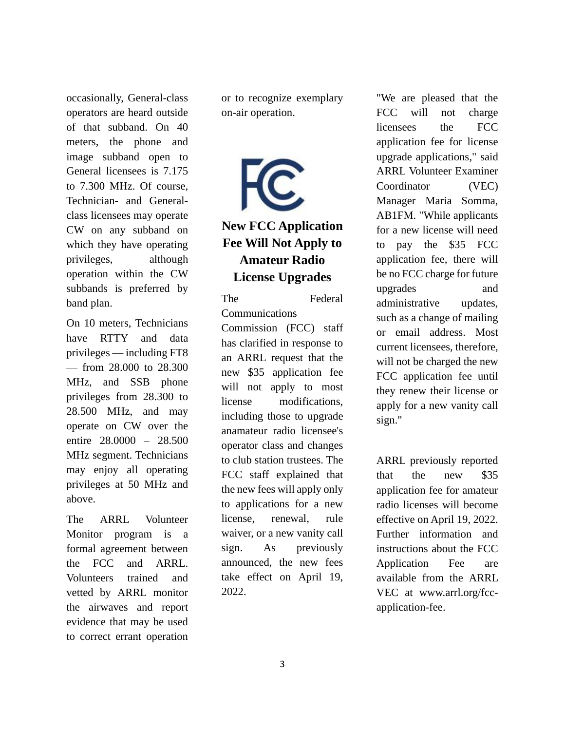occasionally, General-class operators are heard outside of that subband. On 40 meters, the phone and image subband open to General licensees is 7.175 to 7.300 MHz. Of course, Technician- and General-class licensees may operate CW on any subband on which they have operating privileges, although operation within the CW subbands is preferred by band plan.

On 10 meters, Technicians have RTTY and data privileges — including FT8 — from 28.000 to 28.300 MHz, and SSB phone privileges from 28.300 to 28.500 MHz, and may operate on CW over the entire 28.0000 – 28.500 MHz segment. Technicians may enjoy all operating privileges at 50 MHz and above.

The ARRL Volunteer Monitor program is a formal agreement between the FCC and ARRL. Volunteers trained and vetted by ARRL monitor the airwaves and report evidence that may be used to correct errant operation or to recognize exemplary on-air operation.

## New FCC Application Fee Will Not Apply to Amateur Radio License Upgrades

The Federal Communications Commission (FCC) staff has clarified in response to an ARRL request that the new $35 application fee will not apply to most license modifications, including those to upgrade anamateur radio licensee's operator class and changes to club station trustees. The FCC staff explained that the new fees will apply only to applications for a new license, renewal, rule waiver, or a new vanity call sign. As previously announced, the new fees take effect on April 19, 2022.

"We are pleased that the FCC will not charge licensees the FCC application fee for license upgrade applications," said ARRL Volunteer Examiner Coordinator (VEC) Manager Maria Somma, AB1FM. "While applicants for a new license will need to pay the $35 FCC application fee, there will be no FCC charge for future upgrades and administrative updates, such as a change of mailing or email address. Most current licensees, therefore, will not be charged the new FCC application fee until they renew their license or apply for a new vanity call sign."

ARRL previously reported that the new $35 application fee for amateur radio licenses will become effective on April 19, 2022. Further information and instructions about the FCC Application Fee are available from the ARRL VEC at www.arrl.org/fcc-application-fee.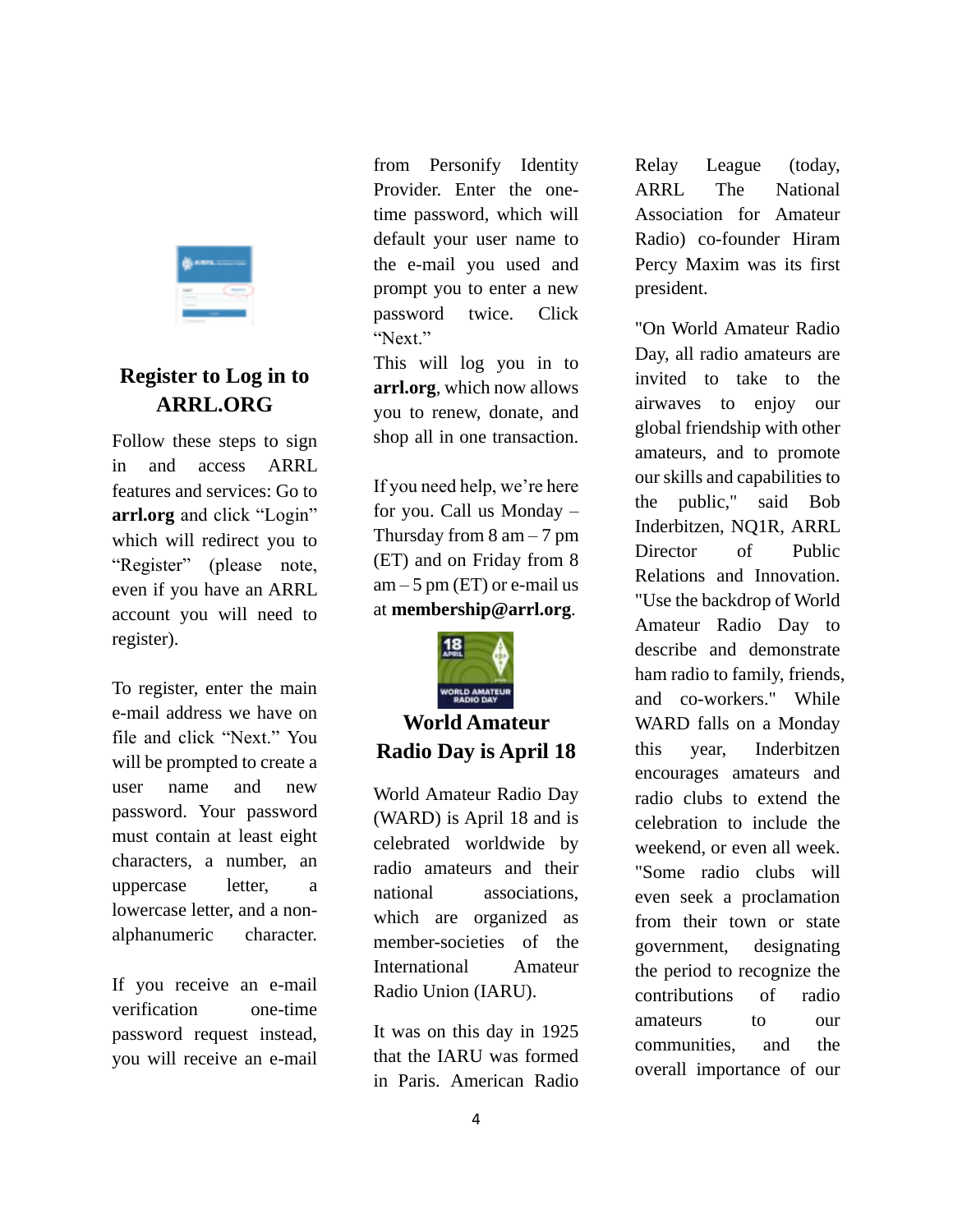## Register to Log in to ARRL.ORG

Follow these steps to sign in and access ARRL features and services: Go to **arrl.org** and click “Login” which will redirect you to “Register” (please note, even if you have an ARRL account you will need to register).

To register, enter the main e-mail address we have on file and click “Next.” You will be prompted to create a user name and new password. Your password must contain at least eight characters, a number, an uppercase letter, a lowercase letter, and a non-alphanumeric character.

If you receive an e-mail verification one-time password request instead, you will receive an e-mail from Personify Identity Provider. Enter the one-time password, which will default your user name to the e-mail you used and prompt you to enter a new password twice. Click “Next.”

This will log you in to **arrl.org**, which now allows you to renew, donate, and shop all in one transaction.

If you need help, we’re here for you. Call us Monday – Thursday from 8 am – 7 pm (ET) and on Friday from 8 am – 5 pm (ET) or e-mail us at **membership@arrl.org**.

## World Amateur Radio Day is April 18

World Amateur Radio Day (WARD) is April 18 and is celebrated worldwide by radio amateurs and their national associations, which are organized as member-societies of the International Amateur Radio Union (IARU).

It was on this day in 1925 that the IARU was formed in Paris. American Radio Relay League (today, ARRL The National Association for Amateur Radio) co-founder Hiram Percy Maxim was its first president.

"On World Amateur Radio Day, all radio amateurs are invited to take to the airwaves to enjoy our global friendship with other amateurs, and to promote our skills and capabilities to the public," said Bob Inderbitzen, NQ1R, ARRL Director of Public Relations and Innovation. "Use the backdrop of World Amateur Radio Day to describe and demonstrate ham radio to family, friends, and co-workers." While WARD falls on a Monday this year, Inderbitzen encourages amateurs and radio clubs to extend the celebration to include the weekend, or even all week. "Some radio clubs will even seek a proclamation from their town or state government, designating the period to recognize the contributions of radio amateurs to our communities, and the overall importance of our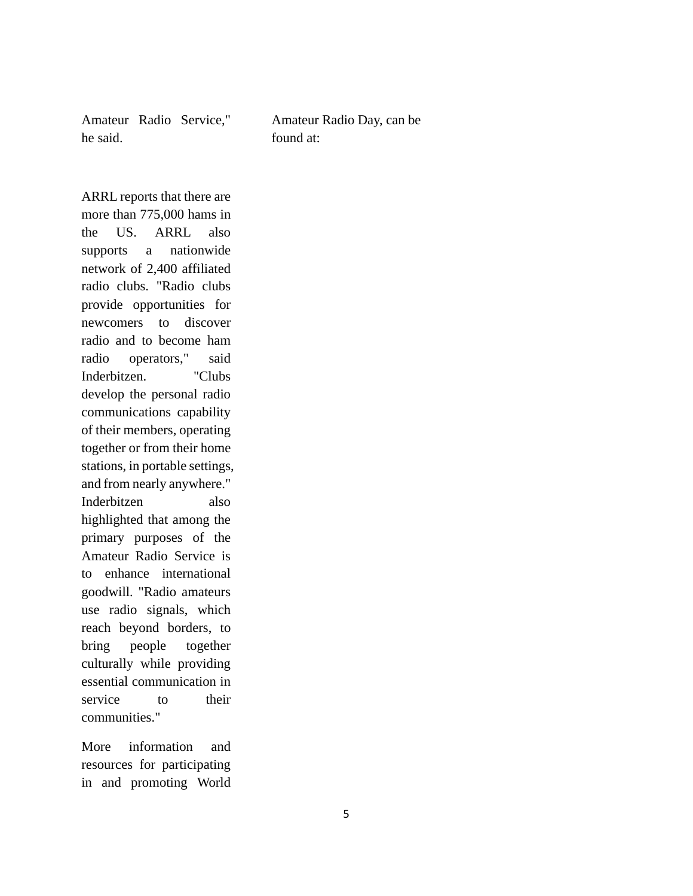Amateur Radio Service," he said.

ARRL reports that there are more than 775,000 hams in the US. ARRL also supports a nationwide network of 2,400 affiliated radio clubs. "Radio clubs provide opportunities for newcomers to discover radio and to become ham radio operators," said Inderbitzen. "Clubs develop the personal radio communications capability of their members, operating together or from their home stations, in portable settings, and from nearly anywhere." Inderbitzen also highlighted that among the primary purposes of the Amateur Radio Service is to enhance international goodwill. "Radio amateurs use radio signals, which reach beyond borders, to bring people together culturally while providing essential communication in service to their communities."

More information and resources for participating in and promoting World Amateur Radio Day, can be found at: